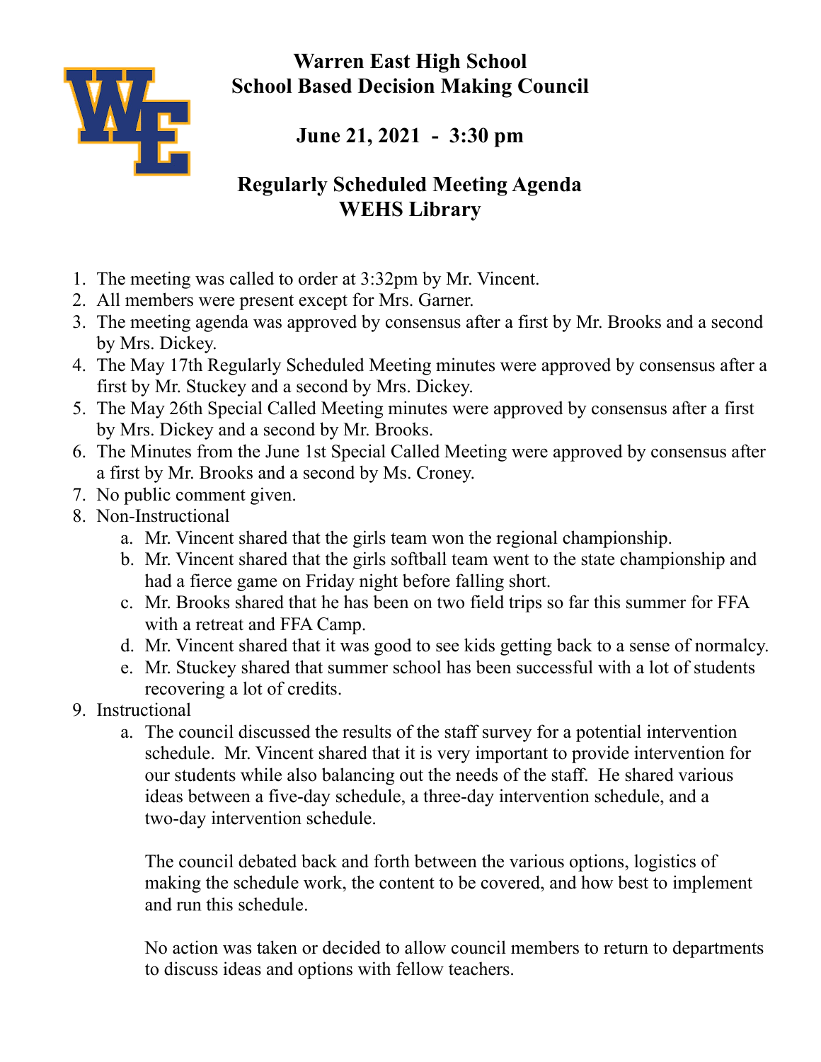# Warren East High School
# School Based Decision Making Council

## June 21, 2021 - 3:30 pm

## Regularly Scheduled Meeting Agenda
## WEHS Library

1. The meeting was called to order at 3:32pm by Mr. Vincent.
2. All members were present except for Mrs. Garner.
3. The meeting agenda was approved by consensus after a first by Mr. Brooks and a second by Mrs. Dickey.
4. The May 17th Regularly Scheduled Meeting minutes were approved by consensus after a first by Mr. Stuckey and a second by Mrs. Dickey.
5. The May 26th Special Called Meeting minutes were approved by consensus after a first by Mrs. Dickey and a second by Mr. Brooks.
6. The Minutes from the June 1st Special Called Meeting were approved by consensus after a first by Mr. Brooks and a second by Ms. Croney.
7. No public comment given.
8. Non-Instructional
   a. Mr. Vincent shared that the girls team won the regional championship.
   b. Mr. Vincent shared that the girls softball team went to the state championship and had a fierce game on Friday night before falling short.
   c. Mr. Brooks shared that he has been on two field trips so far this summer for FFA with a retreat and FFA Camp.
   d. Mr. Vincent shared that it was good to see kids getting back to a sense of normalcy.
   e. Mr. Stuckey shared that summer school has been successful with a lot of students recovering a lot of credits.
9. Instructional
   a. The council discussed the results of the staff survey for a potential intervention schedule. Mr. Vincent shared that it is very important to provide intervention for our students while also balancing out the needs of the staff. He shared various ideas between a five-day schedule, a three-day intervention schedule, and a two-day intervention schedule.

      The council debated back and forth between the various options, logistics of making the schedule work, the content to be covered, and how best to implement and run this schedule.

      No action was taken or decided to allow council members to return to departments to discuss ideas and options with fellow teachers.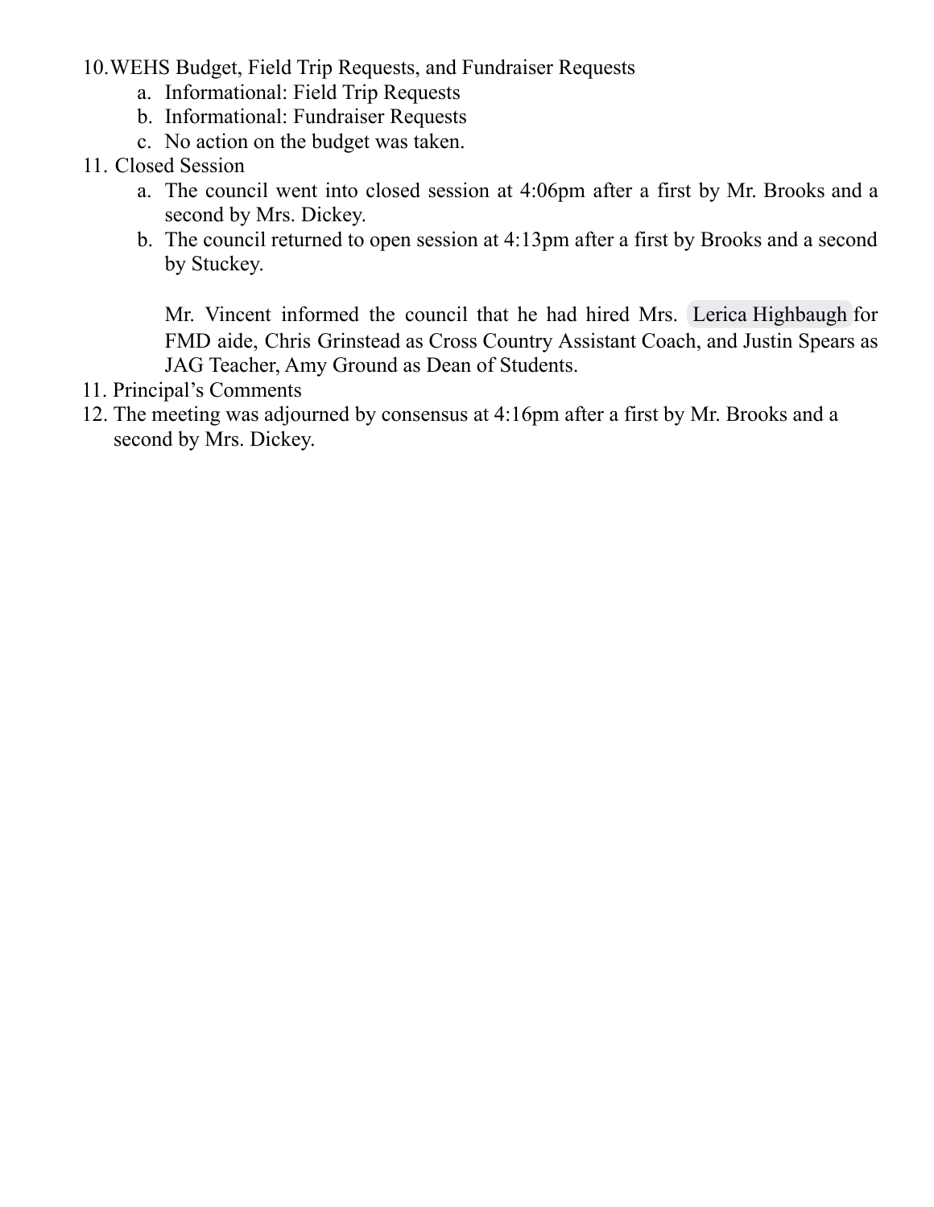10. WEHS Budget, Field Trip Requests, and Fundraiser Requests
    a. Informational: Field Trip Requests
    b. Informational: Fundraiser Requests
    c. No action on the budget was taken.
11. Closed Session
    a. The council went into closed session at 4:06pm after a first by Mr. Brooks and a second by Mrs. Dickey.
    b. The council returned to open session at 4:13pm after a first by Brooks and a second by Stuckey.

    Mr. Vincent informed the council that he had hired Mrs. Lerica Highbaugh for FMD aide, Chris Grinstead as Cross Country Assistant Coach, and Justin Spears as JAG Teacher, Amy Ground as Dean of Students.
11. Principal's Comments
12. The meeting was adjourned by consensus at 4:16pm after a first by Mr. Brooks and a second by Mrs. Dickey.